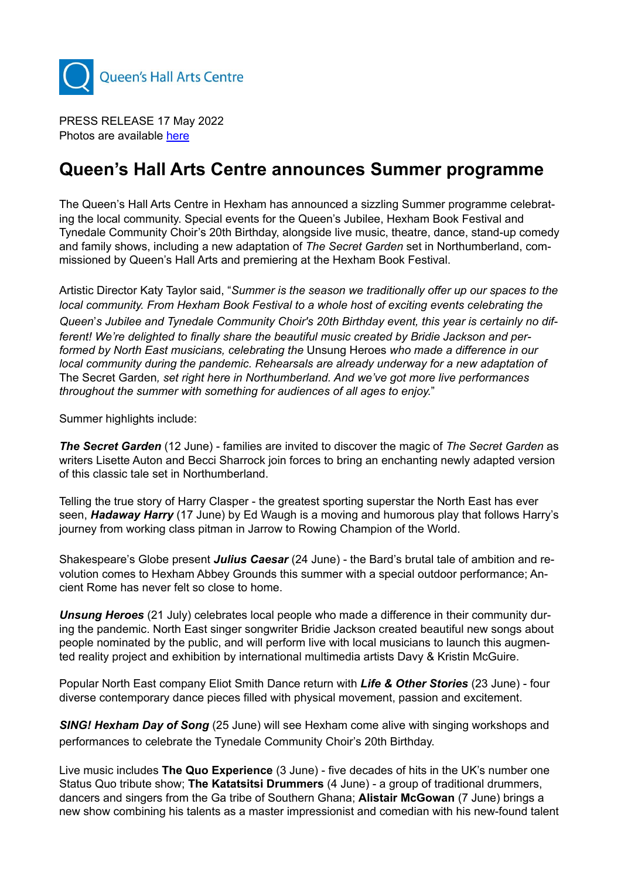Queen's Hall Arts Centre

PRESS RELEASE 17 May 2022
Photos are available here

# Queen's Hall Arts Centre announces Summer programme

The Queen's Hall Arts Centre in Hexham has announced a sizzling Summer programme celebrating the local community. Special events for the Queen's Jubilee, Hexham Book Festival and Tynedale Community Choir's 20th Birthday, alongside live music, theatre, dance, stand-up comedy and family shows, including a new adaptation of *The Secret Garden* set in Northumberland, commissioned by Queen's Hall Arts and premiering at the Hexham Book Festival.

Artistic Director Katy Taylor said, "*Summer is the season we traditionally offer up our spaces to the local community. From Hexham Book Festival to a whole host of exciting events celebrating the Queen's Jubilee and Tynedale Community Choir's 20th Birthday event, this year is certainly no different! We're delighted to finally share the beautiful music created by Bridie Jackson and performed by North East musicians, celebrating the* Unsung Heroes *who made a difference in our local community during the pandemic. Rehearsals are already underway for a new adaptation of* The Secret Garden*, set right here in Northumberland. And we've got more live performances throughout the summer with something for audiences of all ages to enjoy.*"

Summer highlights include:

***The Secret Garden*** (12 June) - families are invited to discover the magic of *The Secret Garden* as writers Lisette Auton and Becci Sharrock join forces to bring an enchanting newly adapted version of this classic tale set in Northumberland.

Telling the true story of Harry Clasper - the greatest sporting superstar the North East has ever seen, ***Hadaway Harry*** (17 June) by Ed Waugh is a moving and humorous play that follows Harry's journey from working class pitman in Jarrow to Rowing Champion of the World.

Shakespeare's Globe present ***Julius Caesar*** (24 June) - the Bard's brutal tale of ambition and revolution comes to Hexham Abbey Grounds this summer with a special outdoor performance; Ancient Rome has never felt so close to home.

***Unsung Heroes*** (21 July) celebrates local people who made a difference in their community during the pandemic. North East singer songwriter Bridie Jackson created beautiful new songs about people nominated by the public, and will perform live with local musicians to launch this augmented reality project and exhibition by international multimedia artists Davy & Kristin McGuire.

Popular North East company Eliot Smith Dance return with ***Life & Other Stories*** (23 June) - four diverse contemporary dance pieces filled with physical movement, passion and excitement.

***SING! Hexham Day of Song*** (25 June) will see Hexham come alive with singing workshops and performances to celebrate the Tynedale Community Choir's 20th Birthday.

Live music includes **The Quo Experience** (3 June) - five decades of hits in the UK's number one Status Quo tribute show; **The Katatsitsi Drummers** (4 June) - a group of traditional drummers, dancers and singers from the Ga tribe of Southern Ghana; **Alistair McGowan** (7 June) brings a new show combining his talents as a master impressionist and comedian with his new-found talent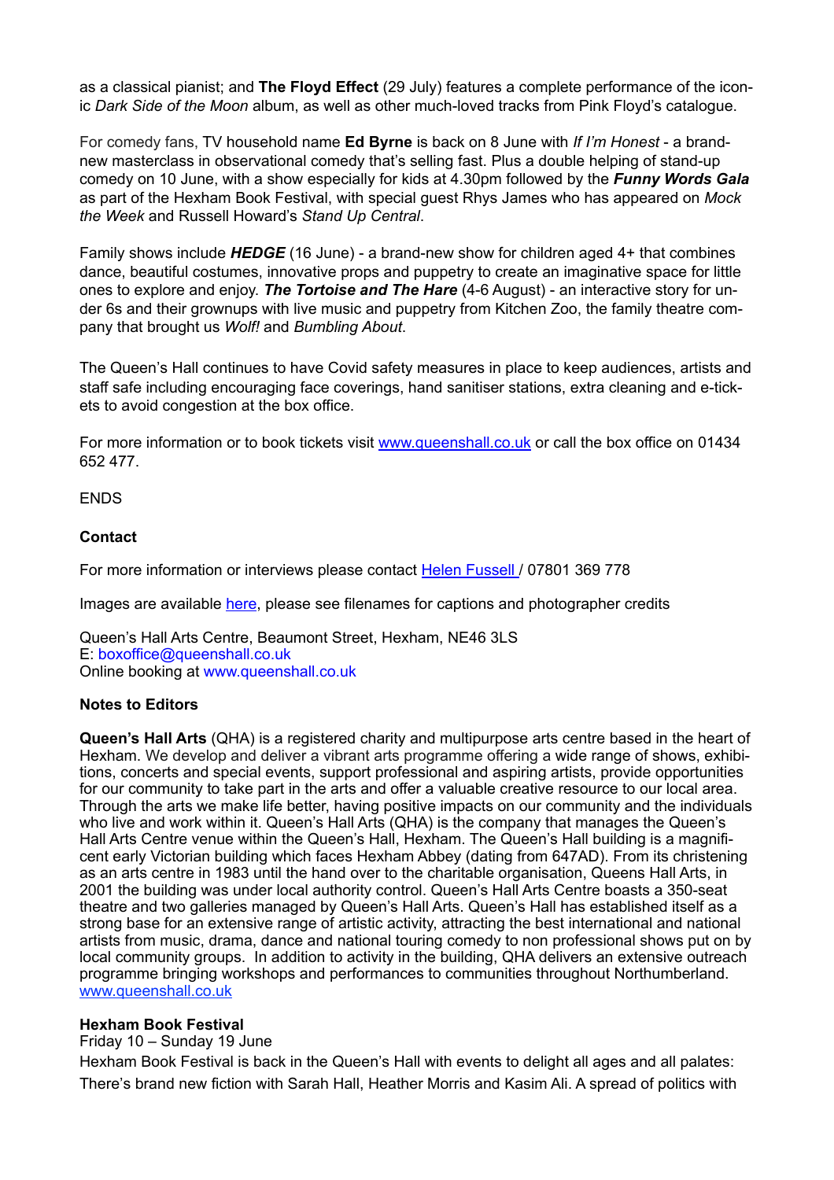as a classical pianist; and **The Floyd Effect** (29 July) features a complete performance of the iconic *Dark Side of the Moon* album, as well as other much-loved tracks from Pink Floyd's catalogue.

For comedy fans, TV household name **Ed Byrne** is back on 8 June with *If I'm Honest* - a brand-new masterclass in observational comedy that's selling fast. Plus a double helping of stand-up comedy on 10 June, with a show especially for kids at 4.30pm followed by the ***Funny Words Gala*** as part of the Hexham Book Festival, with special guest Rhys James who has appeared on *Mock the Week* and Russell Howard's *Stand Up Central*.

Family shows include ***HEDGE*** (16 June) - a brand-new show for children aged 4+ that combines dance, beautiful costumes, innovative props and puppetry to create an imaginative space for little ones to explore and enjoy. ***The Tortoise and The Hare*** (4-6 August) - an interactive story for under 6s and their grownups with live music and puppetry from Kitchen Zoo, the family theatre company that brought us *Wolf!* and *Bumbling About*.

The Queen's Hall continues to have Covid safety measures in place to keep audiences, artists and staff safe including encouraging face coverings, hand sanitiser stations, extra cleaning and e-tickets to avoid congestion at the box office.

For more information or to book tickets visit [www.queenshall.co.uk](www.queenshall.co.uk) or call the box office on 01434 652 477.

ENDS

**Contact**

For more information or interviews please contact Helen Fussell / 07801 369 778

Images are available here, please see filenames for captions and photographer credits

Queen's Hall Arts Centre, Beaumont Street, Hexham, NE46 3LS
E: boxoffice@queenshall.co.uk
Online booking at www.queenshall.co.uk

**Notes to Editors**

**Queen's Hall Arts** (QHA) is a registered charity and multipurpose arts centre based in the heart of Hexham. We develop and deliver a vibrant arts programme offering a wide range of shows, exhibitions, concerts and special events, support professional and aspiring artists, provide opportunities for our community to take part in the arts and offer a valuable creative resource to our local area. Through the arts we make life better, having positive impacts on our community and the individuals who live and work within it. Queen's Hall Arts (QHA) is the company that manages the Queen's Hall Arts Centre venue within the Queen's Hall, Hexham. The Queen's Hall building is a magnificent early Victorian building which faces Hexham Abbey (dating from 647AD). From its christening as an arts centre in 1983 until the hand over to the charitable organisation, Queens Hall Arts, in 2001 the building was under local authority control. Queen's Hall Arts Centre boasts a 350-seat theatre and two galleries managed by Queen's Hall Arts. Queen's Hall has established itself as a strong base for an extensive range of artistic activity, attracting the best international and national artists from music, drama, dance and national touring comedy to non professional shows put on by local community groups. In addition to activity in the building, QHA delivers an extensive outreach programme bringing workshops and performances to communities throughout Northumberland. [www.queenshall.co.uk](www.queenshall.co.uk)

**Hexham Book Festival**
Friday 10 – Sunday 19 June
Hexham Book Festival is back in the Queen's Hall with events to delight all ages and all palates: There's brand new fiction with Sarah Hall, Heather Morris and Kasim Ali. A spread of politics with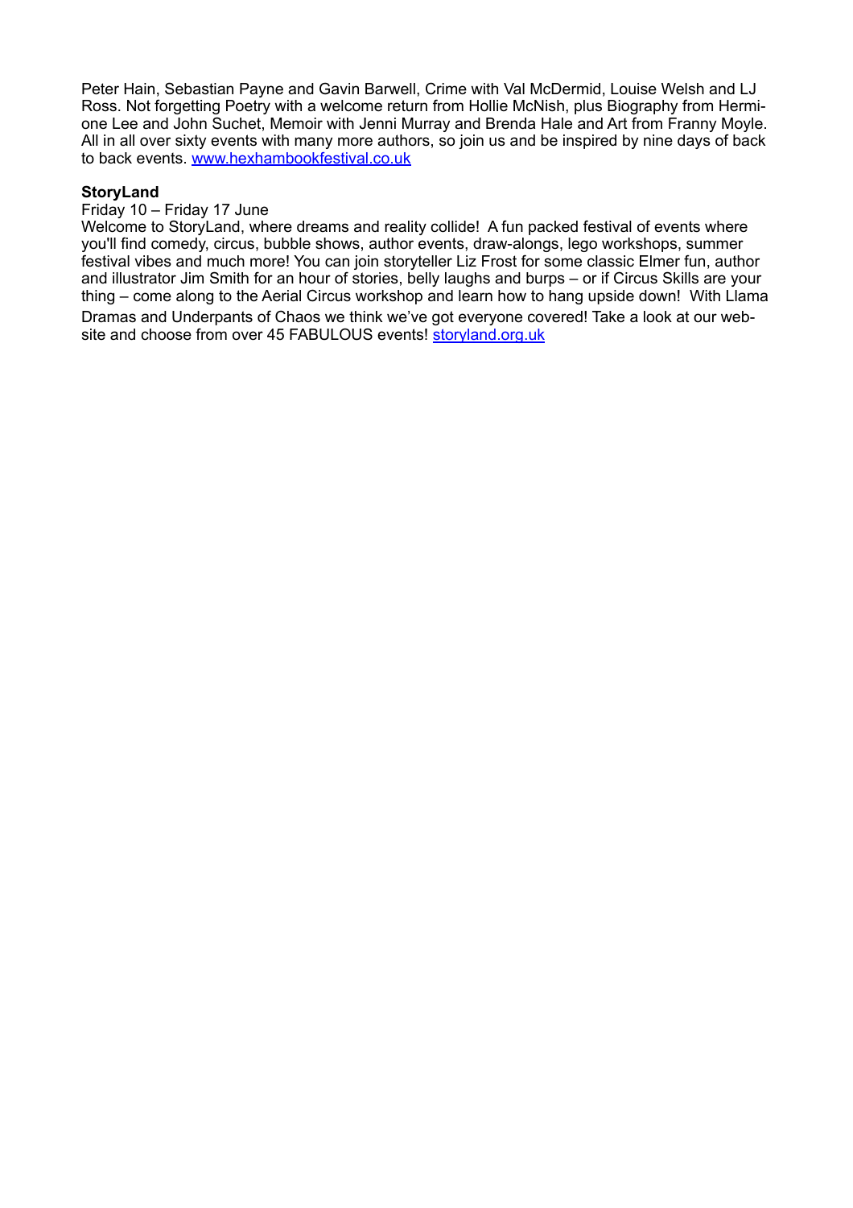Peter Hain, Sebastian Payne and Gavin Barwell, Crime with Val McDermid, Louise Welsh and LJ Ross. Not forgetting Poetry with a welcome return from Hollie McNish, plus Biography from Hermione Lee and John Suchet, Memoir with Jenni Murray and Brenda Hale and Art from Franny Moyle. All in all over sixty events with many more authors, so join us and be inspired by nine days of back to back events. [www.hexhambookfestival.co.uk](http://www.hexhambookfestival.co.uk)

**StoryLand**

Friday 10 – Friday 17 June

Welcome to StoryLand, where dreams and reality collide! A fun packed festival of events where you'll find comedy, circus, bubble shows, author events, draw-alongs, lego workshops, summer festival vibes and much more! You can join storyteller Liz Frost for some classic Elmer fun, author and illustrator Jim Smith for an hour of stories, belly laughs and burps – or if Circus Skills are your thing – come along to the Aerial Circus workshop and learn how to hang upside down! With Llama Dramas and Underpants of Chaos we think we've got everyone covered! Take a look at our website and choose from over 45 FABULOUS events! [storyland.org.uk](http://storyland.org.uk)